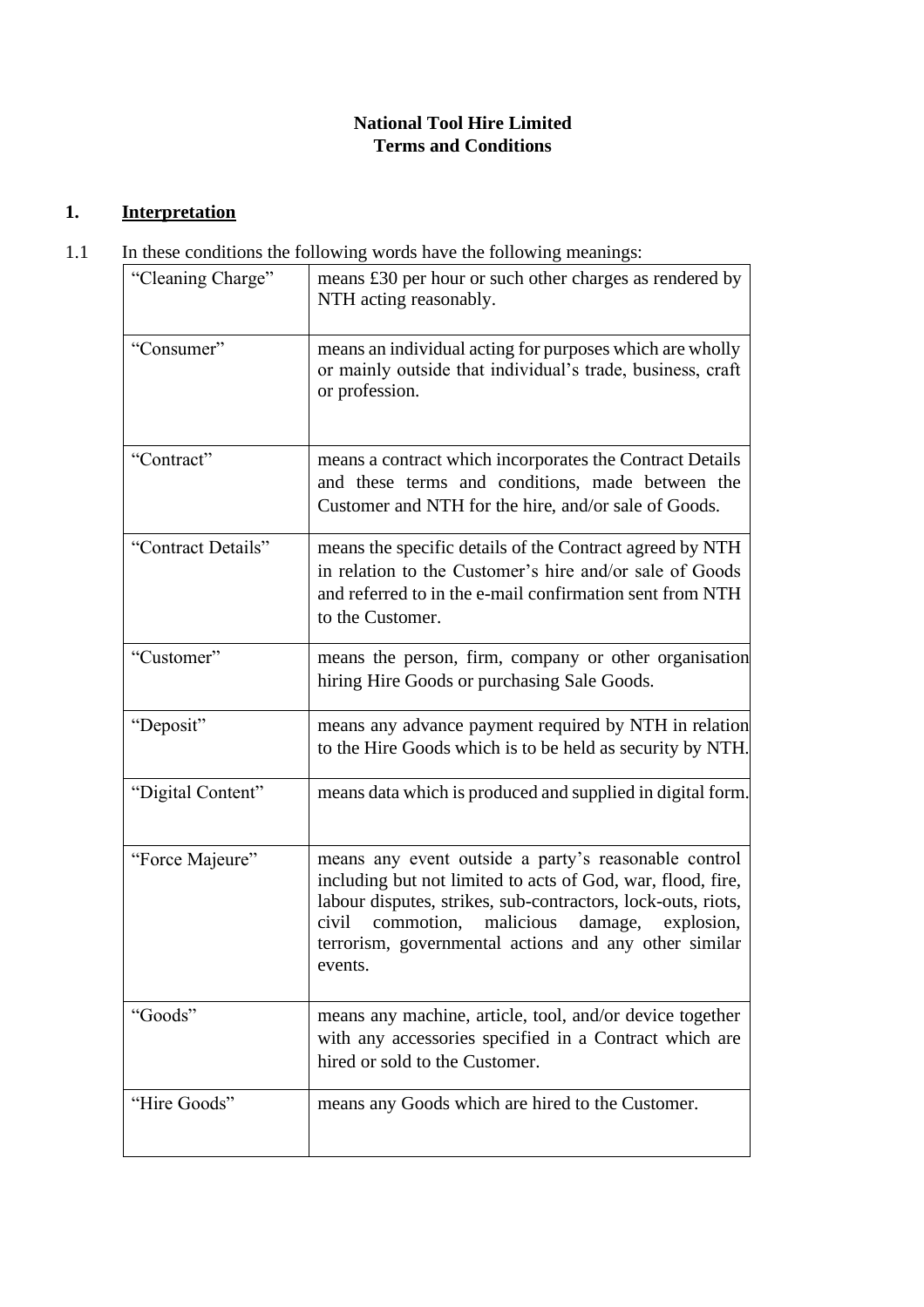# National Tool Hire Limited
# Terms and Conditions

## 1. Interpretation

1.1 In these conditions the following words have the following meanings:

| | |
|---|---|
| "Cleaning Charge" | means £30 per hour or such other charges as rendered by NTH acting reasonably. |
| "Consumer" | means an individual acting for purposes which are wholly or mainly outside that individual's trade, business, craft or profession. |
| "Contract" | means a contract which incorporates the Contract Details and these terms and conditions, made between the Customer and NTH for the hire, and/or sale of Goods. |
| "Contract Details" | means the specific details of the Contract agreed by NTH in relation to the Customer's hire and/or sale of Goods and referred to in the e-mail confirmation sent from NTH to the Customer. |
| "Customer" | means the person, firm, company or other organisation hiring Hire Goods or purchasing Sale Goods. |
| "Deposit" | means any advance payment required by NTH in relation to the Hire Goods which is to be held as security by NTH. |
| "Digital Content" | means data which is produced and supplied in digital form. |
| "Force Majeure" | means any event outside a party's reasonable control including but not limited to acts of God, war, flood, fire, labour disputes, strikes, sub-contractors, lock-outs, riots, civil commotion, malicious damage, explosion, terrorism, governmental actions and any other similar events. |
| "Goods" | means any machine, article, tool, and/or device together with any accessories specified in a Contract which are hired or sold to the Customer. |
| "Hire Goods" | means any Goods which are hired to the Customer. |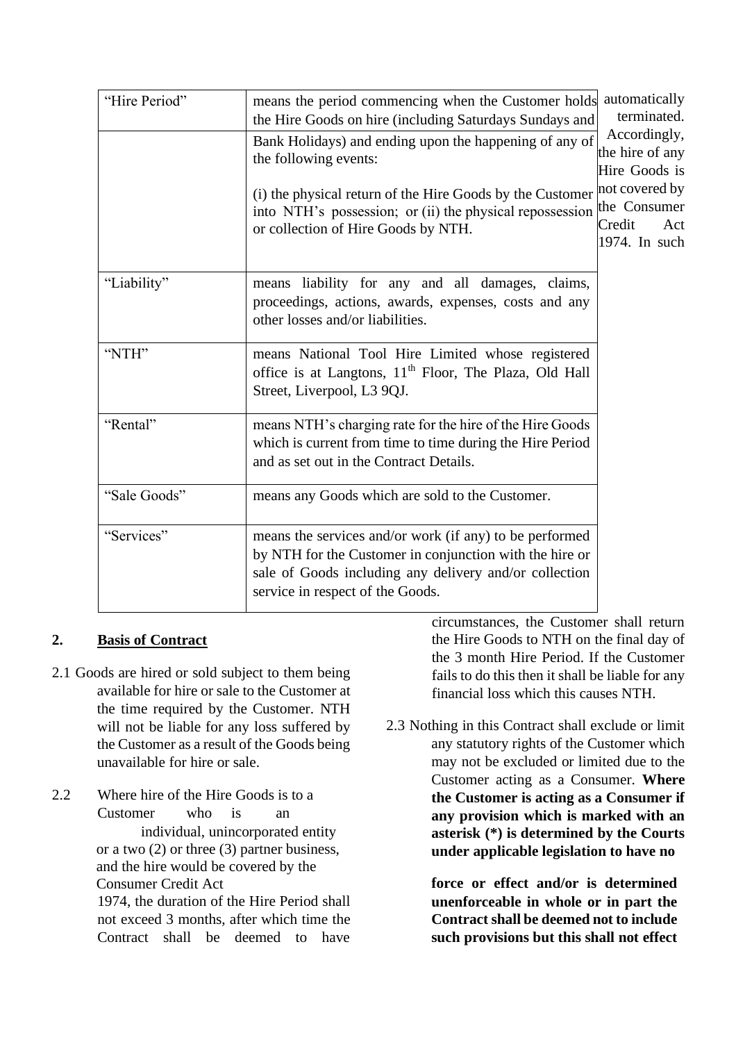| | |
|---|---|
| "Hire Period" | means the period commencing when the Customer holds the Hire Goods on hire (including Saturdays Sundays and Bank Holidays) and ending upon the happening of any of the following events:<br><br>(i) the physical return of the Hire Goods by the Customer into NTH's possession; or (ii) the physical repossession or collection of Hire Goods by NTH. |
| "Liability" | means liability for any and all damages, claims, proceedings, actions, awards, expenses, costs and any other losses and/or liabilities. |
| "NTH" | means National Tool Hire Limited whose registered office is at Langtons, 11th Floor, The Plaza, Old Hall Street, Liverpool, L3 9QJ. |
| "Rental" | means NTH's charging rate for the hire of the Hire Goods which is current from time to time during the Hire Period and as set out in the Contract Details. |
| "Sale Goods" | means any Goods which are sold to the Customer. |
| "Services" | means the services and/or work (if any) to be performed by NTH for the Customer in conjunction with the hire or sale of Goods including any delivery and/or collection service in respect of the Goods. |

## 2. Basis of Contract

2.1 Goods are hired or sold subject to them being available for hire or sale to the Customer at the time required by the Customer. NTH will not be liable for any loss suffered by the Customer as a result of the Goods being unavailable for hire or sale.

2.2 Where hire of the Hire Goods is to a Customer who is an individual, unincorporated entity or a two (2) or three (3) partner business, and the hire would be covered by the Consumer Credit Act 1974, the duration of the Hire Period shall not exceed 3 months, after which time the Contract shall be deemed to have automatically terminated. Accordingly, the hire of any Hire Goods is not covered by the Consumer Credit Act 1974. In such circumstances, the Customer shall return the Hire Goods to NTH on the final day of the 3 month Hire Period. If the Customer fails to do this then it shall be liable for any financial loss which this causes NTH.

2.3 Nothing in this Contract shall exclude or limit any statutory rights of the Customer which may not be excluded or limited due to the Customer acting as a Consumer. **Where the Customer is acting as a Consumer if any provision which is marked with an asterisk (*) is determined by the Courts under applicable legislation to have no force or effect and/or is determined unenforceable in whole or in part the Contract shall be deemed not to include such provisions but this shall not effect**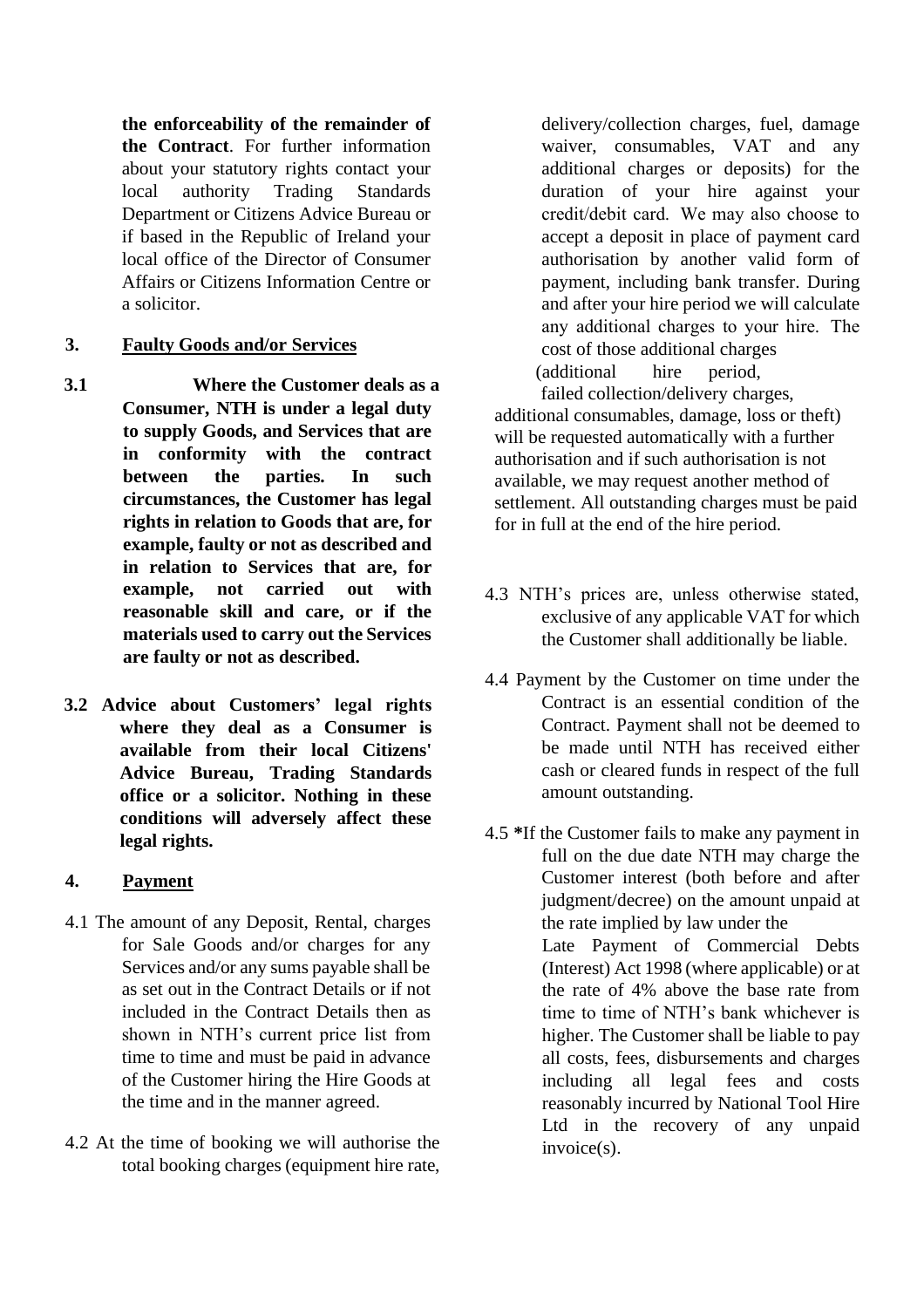**the enforceability of the remainder of the Contract**. For further information about your statutory rights contact your local authority Trading Standards Department or Citizens Advice Bureau or if based in the Republic of Ireland your local office of the Director of Consumer Affairs or Citizens Information Centre or a solicitor.

## 3. Faulty Goods and/or Services

**3.1 Where the Customer deals as a Consumer, NTH is under a legal duty to supply Goods, and Services that are in conformity with the contract between the parties. In such circumstances, the Customer has legal rights in relation to Goods that are, for example, faulty or not as described and in relation to Services that are, for example, not carried out with reasonable skill and care, or if the materials used to carry out the Services are faulty or not as described.**

**3.2 Advice about Customers' legal rights where they deal as a Consumer is available from their local Citizens' Advice Bureau, Trading Standards office or a solicitor. Nothing in these conditions will adversely affect these legal rights.**

## 4. Payment

4.1 The amount of any Deposit, Rental, charges for Sale Goods and/or charges for any Services and/or any sums payable shall be as set out in the Contract Details or if not included in the Contract Details then as shown in NTH's current price list from time to time and must be paid in advance of the Customer hiring the Hire Goods at the time and in the manner agreed.

4.2 At the time of booking we will authorise the total booking charges (equipment hire rate, delivery/collection charges, fuel, damage waiver, consumables, VAT and any additional charges or deposits) for the duration of your hire against your credit/debit card. We may also choose to accept a deposit in place of payment card authorisation by another valid form of payment, including bank transfer. During and after your hire period we will calculate any additional charges to your hire. The cost of those additional charges (additional hire period, failed collection/delivery charges, additional consumables, damage, loss or theft) will be requested automatically with a further authorisation and if such authorisation is not available, we may request another method of settlement. All outstanding charges must be paid for in full at the end of the hire period.

4.3 NTH's prices are, unless otherwise stated, exclusive of any applicable VAT for which the Customer shall additionally be liable.

4.4 Payment by the Customer on time under the Contract is an essential condition of the Contract. Payment shall not be deemed to be made until NTH has received either cash or cleared funds in respect of the full amount outstanding.

4.5 ***If** the Customer fails to make any payment in full on the due date NTH may charge the Customer interest (both before and after judgment/decree) on the amount unpaid at the rate implied by law under the Late Payment of Commercial Debts (Interest) Act 1998 (where applicable) or at the rate of 4% above the base rate from time to time of NTH's bank whichever is higher. The Customer shall be liable to pay all costs, fees, disbursements and charges including all legal fees and costs reasonably incurred by National Tool Hire Ltd in the recovery of any unpaid invoice(s).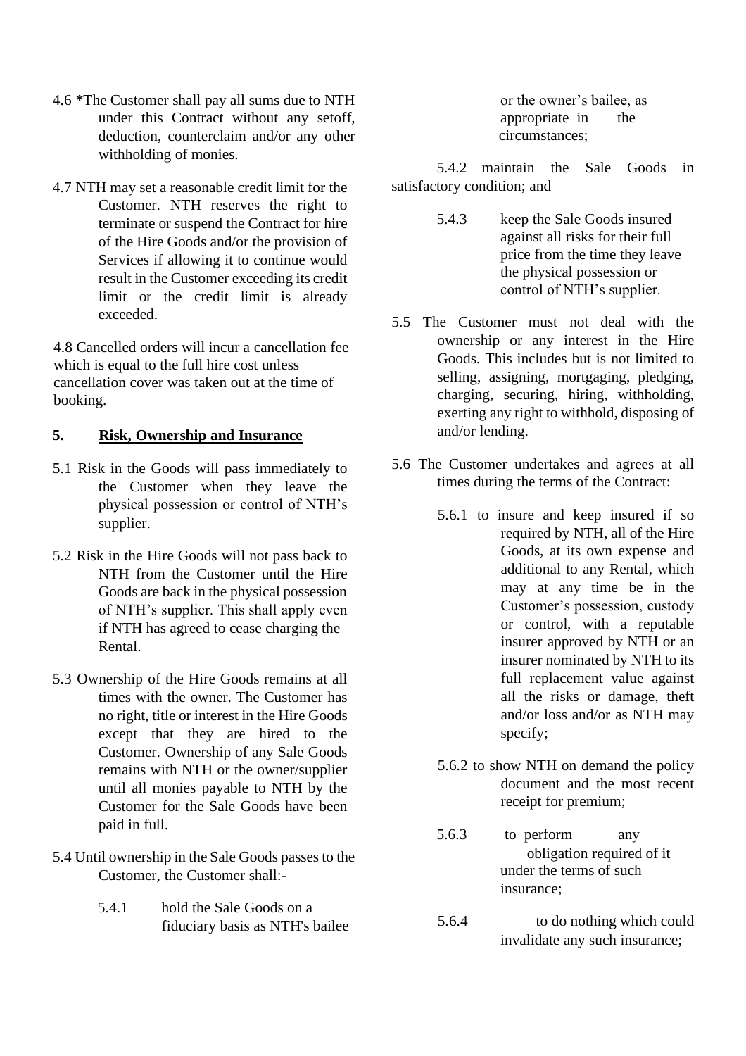4.6 **\***The Customer shall pay all sums due to NTH under this Contract without any setoff, deduction, counterclaim and/or any other withholding of monies.

4.7 NTH may set a reasonable credit limit for the Customer. NTH reserves the right to terminate or suspend the Contract for hire of the Hire Goods and/or the provision of Services if allowing it to continue would result in the Customer exceeding its credit limit or the credit limit is already exceeded.

4.8 Cancelled orders will incur a cancellation fee which is equal to the full hire cost unless cancellation cover was taken out at the time of booking.

## 5. Risk, Ownership and Insurance

5.1 Risk in the Goods will pass immediately to the Customer when they leave the physical possession or control of NTH's supplier.

5.2 Risk in the Hire Goods will not pass back to NTH from the Customer until the Hire Goods are back in the physical possession of NTH's supplier. This shall apply even if NTH has agreed to cease charging the Rental.

5.3 Ownership of the Hire Goods remains at all times with the owner. The Customer has no right, title or interest in the Hire Goods except that they are hired to the Customer. Ownership of any Sale Goods remains with NTH or the owner/supplier until all monies payable to NTH by the Customer for the Sale Goods have been paid in full.

5.4 Until ownership in the Sale Goods passes to the Customer, the Customer shall:-

5.4.1 hold the Sale Goods on a fiduciary basis as NTH's bailee or the owner's bailee, as appropriate in the circumstances;

5.4.2 maintain the Sale Goods in satisfactory condition; and

5.4.3 keep the Sale Goods insured against all risks for their full price from the time they leave the physical possession or control of NTH's supplier.

5.5 The Customer must not deal with the ownership or any interest in the Hire Goods. This includes but is not limited to selling, assigning, mortgaging, pledging, charging, securing, hiring, withholding, exerting any right to withhold, disposing of and/or lending.

5.6 The Customer undertakes and agrees at all times during the terms of the Contract:

5.6.1 to insure and keep insured if so required by NTH, all of the Hire Goods, at its own expense and additional to any Rental, which may at any time be in the Customer's possession, custody or control, with a reputable insurer approved by NTH or an insurer nominated by NTH to its full replacement value against all the risks or damage, theft and/or loss and/or as NTH may specify;

5.6.2 to show NTH on demand the policy document and the most recent receipt for premium;

5.6.3 to perform any obligation required of it under the terms of such insurance;

5.6.4 to do nothing which could invalidate any such insurance;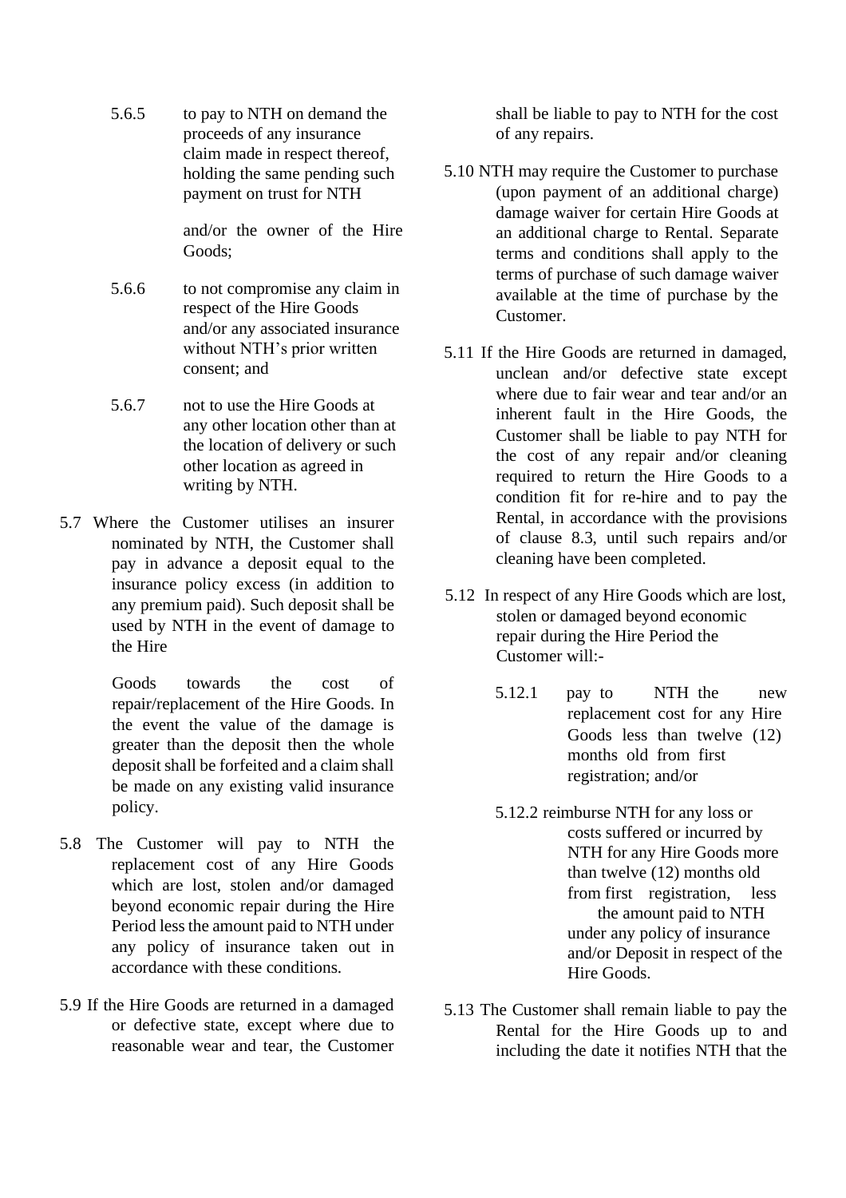5.6.5 to pay to NTH on demand the proceeds of any insurance claim made in respect thereof, holding the same pending such payment on trust for NTH

and/or the owner of the Hire Goods;

5.6.6 to not compromise any claim in respect of the Hire Goods and/or any associated insurance without NTH's prior written consent; and

5.6.7 not to use the Hire Goods at any other location other than at the location of delivery or such other location as agreed in writing by NTH.

5.7 Where the Customer utilises an insurer nominated by NTH, the Customer shall pay in advance a deposit equal to the insurance policy excess (in addition to any premium paid). Such deposit shall be used by NTH in the event of damage to the Hire

Goods towards the cost of repair/replacement of the Hire Goods. In the event the value of the damage is greater than the deposit then the whole deposit shall be forfeited and a claim shall be made on any existing valid insurance policy.

5.8 The Customer will pay to NTH the replacement cost of any Hire Goods which are lost, stolen and/or damaged beyond economic repair during the Hire Period less the amount paid to NTH under any policy of insurance taken out in accordance with these conditions.

5.9 If the Hire Goods are returned in a damaged or defective state, except where due to reasonable wear and tear, the Customer shall be liable to pay to NTH for the cost of any repairs.

5.10 NTH may require the Customer to purchase (upon payment of an additional charge) damage waiver for certain Hire Goods at an additional charge to Rental. Separate terms and conditions shall apply to the terms of purchase of such damage waiver available at the time of purchase by the Customer.

5.11 If the Hire Goods are returned in damaged, unclean and/or defective state except where due to fair wear and tear and/or an inherent fault in the Hire Goods, the Customer shall be liable to pay NTH for the cost of any repair and/or cleaning required to return the Hire Goods to a condition fit for re-hire and to pay the Rental, in accordance with the provisions of clause 8.3, until such repairs and/or cleaning have been completed.

5.12 In respect of any Hire Goods which are lost, stolen or damaged beyond economic repair during the Hire Period the Customer will:-

5.12.1 pay to NTH the new replacement cost for any Hire Goods less than twelve (12) months old from first registration; and/or

5.12.2 reimburse NTH for any loss or costs suffered or incurred by NTH for any Hire Goods more than twelve (12) months old from first registration, less the amount paid to NTH under any policy of insurance and/or Deposit in respect of the Hire Goods.

5.13 The Customer shall remain liable to pay the Rental for the Hire Goods up to and including the date it notifies NTH that the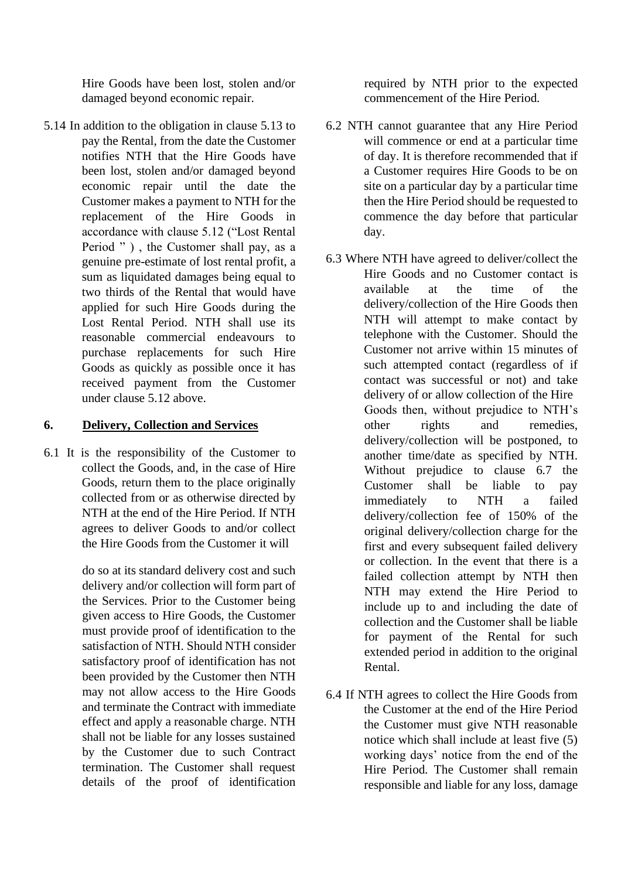Hire Goods have been lost, stolen and/or damaged beyond economic repair.

5.14 In addition to the obligation in clause 5.13 to pay the Rental, from the date the Customer notifies NTH that the Hire Goods have been lost, stolen and/or damaged beyond economic repair until the date the Customer makes a payment to NTH for the replacement of the Hire Goods in accordance with clause 5.12 ("Lost Rental Period " ) , the Customer shall pay, as a genuine pre-estimate of lost rental profit, a sum as liquidated damages being equal to two thirds of the Rental that would have applied for such Hire Goods during the Lost Rental Period. NTH shall use its reasonable commercial endeavours to purchase replacements for such Hire Goods as quickly as possible once it has received payment from the Customer under clause 5.12 above.

## 6. Delivery, Collection and Services

6.1 It is the responsibility of the Customer to collect the Goods, and, in the case of Hire Goods, return them to the place originally collected from or as otherwise directed by NTH at the end of the Hire Period. If NTH agrees to deliver Goods to and/or collect the Hire Goods from the Customer it will do so at its standard delivery cost and such delivery and/or collection will form part of the Services. Prior to the Customer being given access to Hire Goods, the Customer must provide proof of identification to the satisfaction of NTH. Should NTH consider satisfactory proof of identification has not been provided by the Customer then NTH may not allow access to the Hire Goods and terminate the Contract with immediate effect and apply a reasonable charge. NTH shall not be liable for any losses sustained by the Customer due to such Contract termination. The Customer shall request details of the proof of identification required by NTH prior to the expected commencement of the Hire Period.

6.2 NTH cannot guarantee that any Hire Period will commence or end at a particular time of day. It is therefore recommended that if a Customer requires Hire Goods to be on site on a particular day by a particular time then the Hire Period should be requested to commence the day before that particular day.

6.3 Where NTH have agreed to deliver/collect the Hire Goods and no Customer contact is available at the time of the delivery/collection of the Hire Goods then NTH will attempt to make contact by telephone with the Customer. Should the Customer not arrive within 15 minutes of such attempted contact (regardless of if contact was successful or not) and take delivery of or allow collection of the Hire Goods then, without prejudice to NTH's other rights and remedies, delivery/collection will be postponed, to another time/date as specified by NTH. Without prejudice to clause 6.7 the Customer shall be liable to pay immediately to NTH a failed delivery/collection fee of 150% of the original delivery/collection charge for the first and every subsequent failed delivery or collection. In the event that there is a failed collection attempt by NTH then NTH may extend the Hire Period to include up to and including the date of collection and the Customer shall be liable for payment of the Rental for such extended period in addition to the original Rental.

6.4 If NTH agrees to collect the Hire Goods from the Customer at the end of the Hire Period the Customer must give NTH reasonable notice which shall include at least five (5) working days' notice from the end of the Hire Period. The Customer shall remain responsible and liable for any loss, damage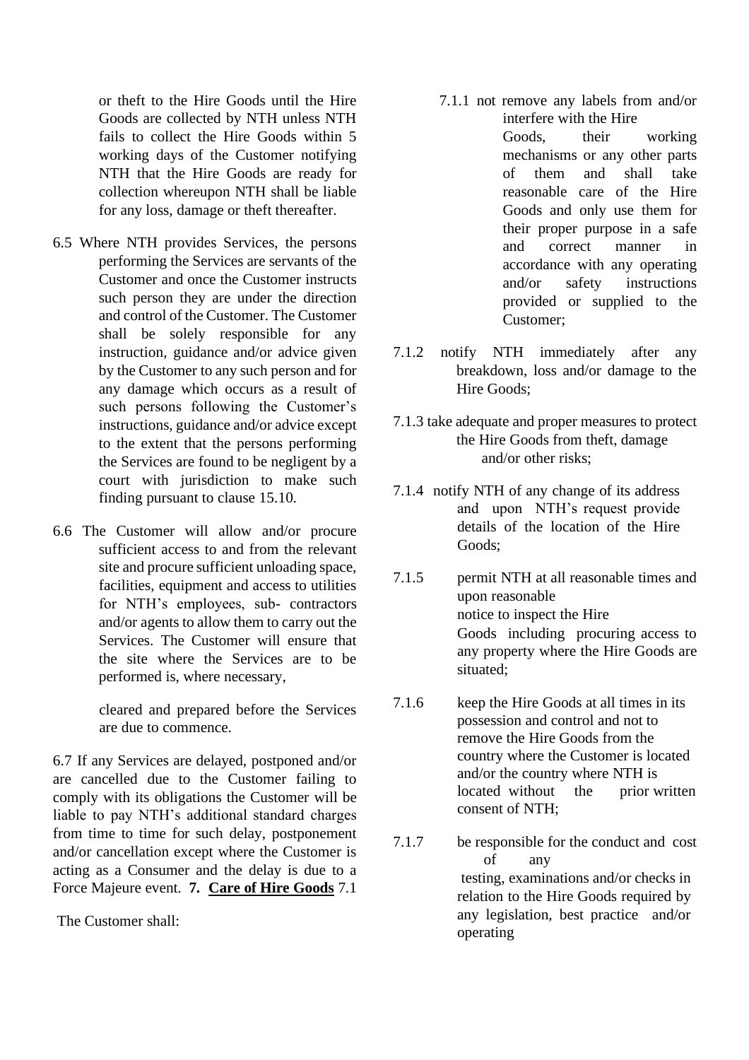or theft to the Hire Goods until the Hire Goods are collected by NTH unless NTH fails to collect the Hire Goods within 5 working days of the Customer notifying NTH that the Hire Goods are ready for collection whereupon NTH shall be liable for any loss, damage or theft thereafter.

6.5 Where NTH provides Services, the persons performing the Services are servants of the Customer and once the Customer instructs such person they are under the direction and control of the Customer. The Customer shall be solely responsible for any instruction, guidance and/or advice given by the Customer to any such person and for any damage which occurs as a result of such persons following the Customer's instructions, guidance and/or advice except to the extent that the persons performing the Services are found to be negligent by a court with jurisdiction to make such finding pursuant to clause 15.10.

6.6 The Customer will allow and/or procure sufficient access to and from the relevant site and procure sufficient unloading space, facilities, equipment and access to utilities for NTH's employees, sub- contractors and/or agents to allow them to carry out the Services. The Customer will ensure that the site where the Services are to be performed is, where necessary,

cleared and prepared before the Services are due to commence.

6.7 If any Services are delayed, postponed and/or are cancelled due to the Customer failing to comply with its obligations the Customer will be liable to pay NTH's additional standard charges from time to time for such delay, postponement and/or cancellation except where the Customer is acting as a Consumer and the delay is due to a Force Majeure event.

## 7. Care of Hire Goods

7.1 The Customer shall:

7.1.1 not remove any labels from and/or interfere with the Hire Goods, their working mechanisms or any other parts of them and shall take reasonable care of the Hire Goods and only use them for their proper purpose in a safe and correct manner in accordance with any operating and/or safety instructions provided or supplied to the Customer;

7.1.2 notify NTH immediately after any breakdown, loss and/or damage to the Hire Goods;

7.1.3 take adequate and proper measures to protect the Hire Goods from theft, damage and/or other risks;

7.1.4 notify NTH of any change of its address and upon NTH's request provide details of the location of the Hire Goods;

7.1.5 permit NTH at all reasonable times and upon reasonable notice to inspect the Hire Goods including procuring access to any property where the Hire Goods are situated;

7.1.6 keep the Hire Goods at all times in its possession and control and not to remove the Hire Goods from the country where the Customer is located and/or the country where NTH is located without the prior written consent of NTH;

7.1.7 be responsible for the conduct and cost of any testing, examinations and/or checks in relation to the Hire Goods required by any legislation, best practice and/or operating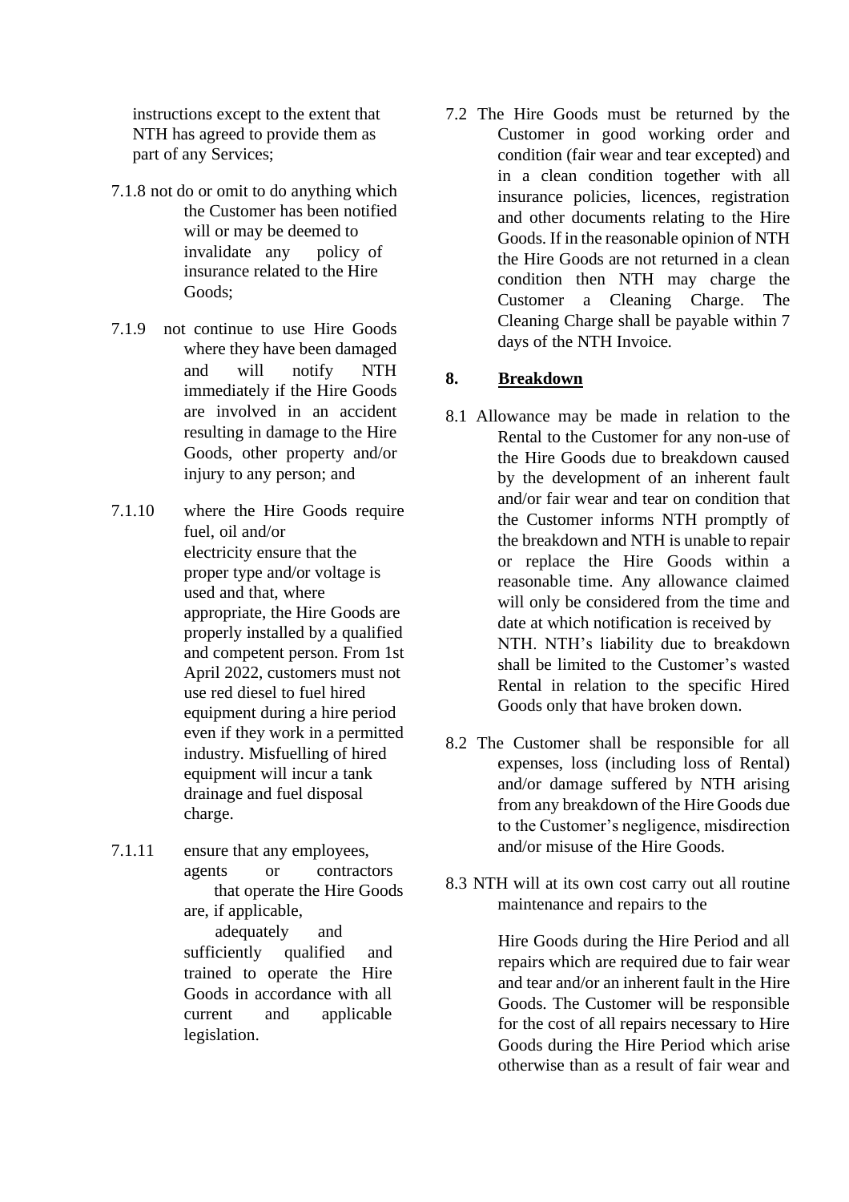instructions except to the extent that NTH has agreed to provide them as part of any Services;

7.1.8 not do or omit to do anything which the Customer has been notified will or may be deemed to invalidate any policy of insurance related to the Hire Goods;

7.1.9 not continue to use Hire Goods where they have been damaged and will notify NTH immediately if the Hire Goods are involved in an accident resulting in damage to the Hire Goods, other property and/or injury to any person; and

7.1.10 where the Hire Goods require fuel, oil and/or electricity ensure that the proper type and/or voltage is used and that, where appropriate, the Hire Goods are properly installed by a qualified and competent person. From 1st April 2022, customers must not use red diesel to fuel hired equipment during a hire period even if they work in a permitted industry. Misfuelling of hired equipment will incur a tank drainage and fuel disposal charge.

7.1.11 ensure that any employees, agents or contractors that operate the Hire Goods are, if applicable, adequately and sufficiently qualified and trained to operate the Hire Goods in accordance with all current and applicable legislation.

7.2 The Hire Goods must be returned by the Customer in good working order and condition (fair wear and tear excepted) and in a clean condition together with all insurance policies, licences, registration and other documents relating to the Hire Goods. If in the reasonable opinion of NTH the Hire Goods are not returned in a clean condition then NTH may charge the Customer a Cleaning Charge. The Cleaning Charge shall be payable within 7 days of the NTH Invoice.

## 8. Breakdown

8.1 Allowance may be made in relation to the Rental to the Customer for any non-use of the Hire Goods due to breakdown caused by the development of an inherent fault and/or fair wear and tear on condition that the Customer informs NTH promptly of the breakdown and NTH is unable to repair or replace the Hire Goods within a reasonable time. Any allowance claimed will only be considered from the time and date at which notification is received by NTH. NTH's liability due to breakdown shall be limited to the Customer's wasted Rental in relation to the specific Hired Goods only that have broken down.

8.2 The Customer shall be responsible for all expenses, loss (including loss of Rental) and/or damage suffered by NTH arising from any breakdown of the Hire Goods due to the Customer's negligence, misdirection and/or misuse of the Hire Goods.

8.3 NTH will at its own cost carry out all routine maintenance and repairs to the Hire Goods during the Hire Period and all repairs which are required due to fair wear and tear and/or an inherent fault in the Hire Goods. The Customer will be responsible for the cost of all repairs necessary to Hire Goods during the Hire Period which arise otherwise than as a result of fair wear and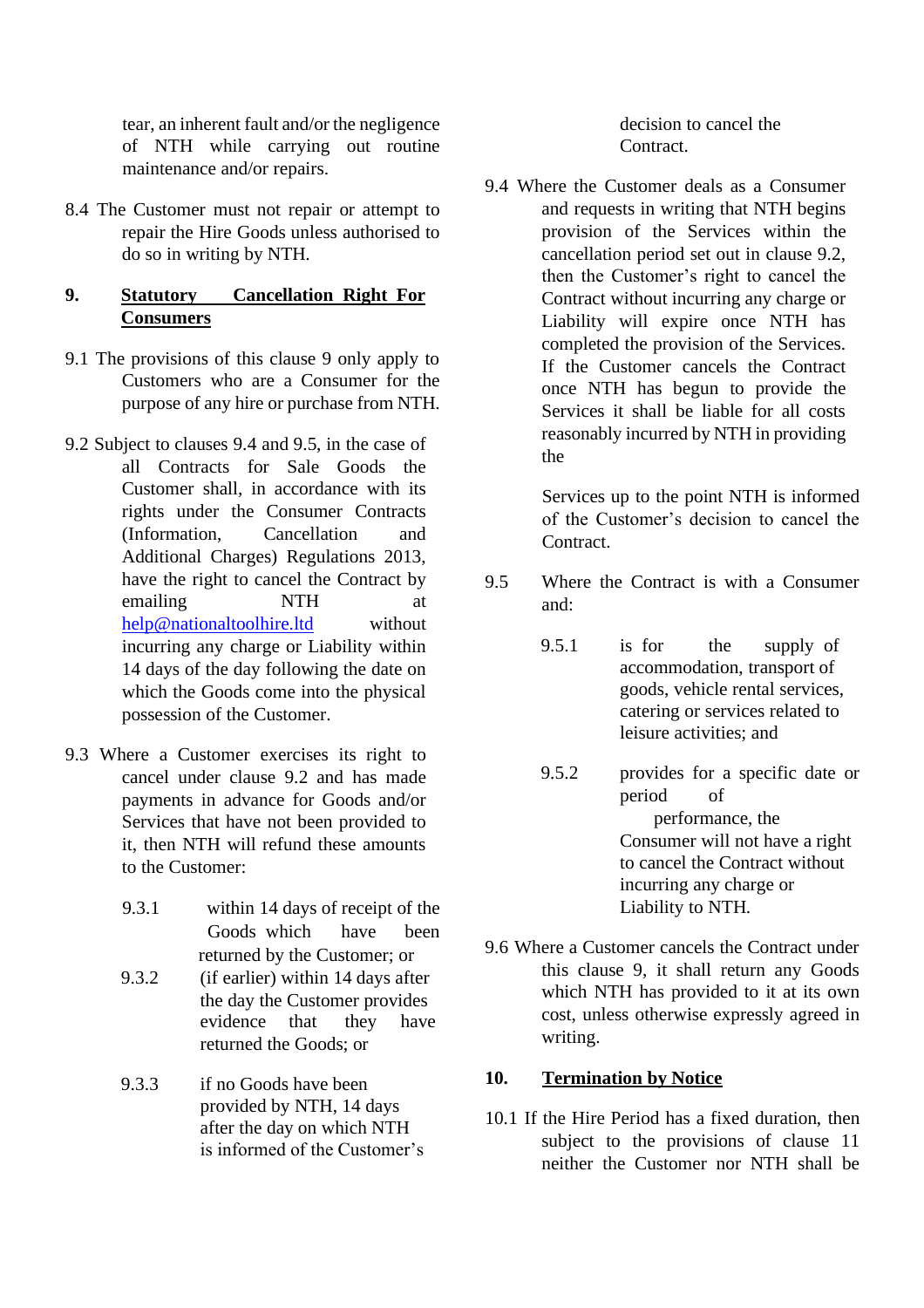tear, an inherent fault and/or the negligence of NTH while carrying out routine maintenance and/or repairs.

8.4 The Customer must not repair or attempt to repair the Hire Goods unless authorised to do so in writing by NTH.

## 9. Statutory Cancellation Right For Consumers

9.1 The provisions of this clause 9 only apply to Customers who are a Consumer for the purpose of any hire or purchase from NTH.

9.2 Subject to clauses 9.4 and 9.5, in the case of all Contracts for Sale Goods the Customer shall, in accordance with its rights under the Consumer Contracts (Information, Cancellation and Additional Charges) Regulations 2013, have the right to cancel the Contract by emailing NTH at help@nationaltoolhire.ltd without incurring any charge or Liability within 14 days of the day following the date on which the Goods come into the physical possession of the Customer.

9.3 Where a Customer exercises its right to cancel under clause 9.2 and has made payments in advance for Goods and/or Services that have not been provided to it, then NTH will refund these amounts to the Customer:

9.3.1 within 14 days of receipt of the Goods which have been returned by the Customer; or

9.3.2 (if earlier) within 14 days after the day the Customer provides evidence that they have returned the Goods; or

9.3.3 if no Goods have been provided by NTH, 14 days after the day on which NTH is informed of the Customer's decision to cancel the Contract.

9.4 Where the Customer deals as a Consumer and requests in writing that NTH begins provision of the Services within the cancellation period set out in clause 9.2, then the Customer's right to cancel the Contract without incurring any charge or Liability will expire once NTH has completed the provision of the Services. If the Customer cancels the Contract once NTH has begun to provide the Services it shall be liable for all costs reasonably incurred by NTH in providing the Services up to the point NTH is informed of the Customer's decision to cancel the Contract.

9.5 Where the Contract is with a Consumer and:

9.5.1 is for the supply of accommodation, transport of goods, vehicle rental services, catering or services related to leisure activities; and

9.5.2 provides for a specific date or period of performance, the Consumer will not have a right to cancel the Contract without incurring any charge or Liability to NTH.

9.6 Where a Customer cancels the Contract under this clause 9, it shall return any Goods which NTH has provided to it at its own cost, unless otherwise expressly agreed in writing.

## 10. Termination by Notice

10.1 If the Hire Period has a fixed duration, then subject to the provisions of clause 11 neither the Customer nor NTH shall be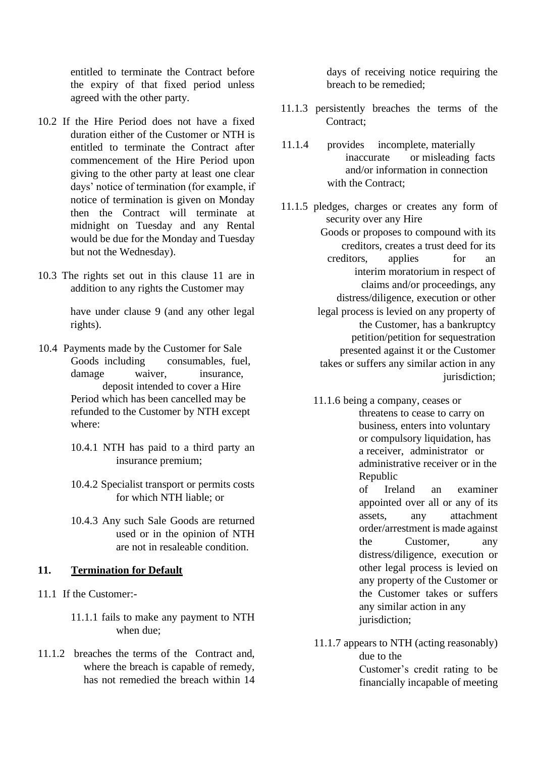entitled to terminate the Contract before the expiry of that fixed period unless agreed with the other party.

10.2 If the Hire Period does not have a fixed duration either of the Customer or NTH is entitled to terminate the Contract after commencement of the Hire Period upon giving to the other party at least one clear days' notice of termination (for example, if notice of termination is given on Monday then the Contract will terminate at midnight on Tuesday and any Rental would be due for the Monday and Tuesday but not the Wednesday).

10.3 The rights set out in this clause 11 are in addition to any rights the Customer may have under clause 9 (and any other legal rights).

10.4 Payments made by the Customer for Sale Goods including consumables, fuel, damage waiver, insurance, deposit intended to cover a Hire Period which has been cancelled may be refunded to the Customer by NTH except where:

10.4.1 NTH has paid to a third party an insurance premium;

10.4.2 Specialist transport or permits costs for which NTH liable; or

10.4.3 Any such Sale Goods are returned used or in the opinion of NTH are not in resaleable condition.

## 11. Termination for Default

11.1 If the Customer:-

11.1.1 fails to make any payment to NTH when due;

11.1.2 breaches the terms of the Contract and, where the breach is capable of remedy, has not remedied the breach within 14 days of receiving notice requiring the breach to be remedied;

11.1.3 persistently breaches the terms of the Contract;

11.1.4 provides incomplete, materially inaccurate or misleading facts and/or information in connection with the Contract;

11.1.5 pledges, charges or creates any form of security over any Hire Goods or proposes to compound with its creditors, creates a trust deed for its creditors, applies for an interim moratorium in respect of claims and/or proceedings, any distress/diligence, execution or other legal process is levied on any property of the Customer, has a bankruptcy petition/petition for sequestration presented against it or the Customer takes or suffers any similar action in any jurisdiction;

11.1.6 being a company, ceases or threatens to cease to carry on business, enters into voluntary or compulsory liquidation, has a receiver, administrator or administrative receiver or in the Republic of Ireland an examiner appointed over all or any of its assets, any attachment order/arrestment is made against the Customer, any distress/diligence, execution or other legal process is levied on any property of the Customer or the Customer takes or suffers any similar action in any jurisdiction;

11.1.7 appears to NTH (acting reasonably) due to the Customer's credit rating to be financially incapable of meeting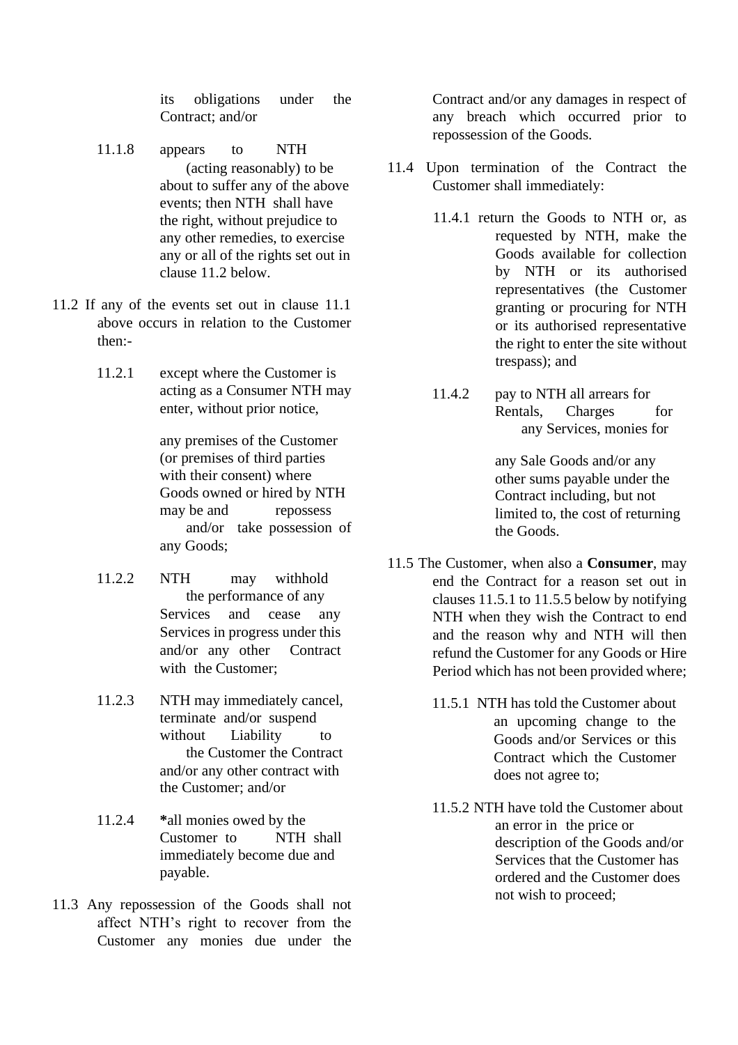its obligations under the Contract; and/or

11.1.8 appears to NTH (acting reasonably) to be about to suffer any of the above events; then NTH shall have the right, without prejudice to any other remedies, to exercise any or all of the rights set out in clause 11.2 below.

11.2 If any of the events set out in clause 11.1 above occurs in relation to the Customer then:-

11.2.1 except where the Customer is acting as a Consumer NTH may enter, without prior notice, any premises of the Customer (or premises of third parties with their consent) where Goods owned or hired by NTH may be and repossess and/or take possession of any Goods;

11.2.2 NTH may withhold the performance of any Services and cease any Services in progress under this and/or any other Contract with the Customer;

11.2.3 NTH may immediately cancel, terminate and/or suspend without Liability to the Customer the Contract and/or any other contract with the Customer; and/or

11.2.4 *all monies owed by the Customer to NTH shall immediately become due and payable.

11.3 Any repossession of the Goods shall not affect NTH's right to recover from the Customer any monies due under the Contract and/or any damages in respect of any breach which occurred prior to repossession of the Goods.

11.4 Upon termination of the Contract the Customer shall immediately:

11.4.1 return the Goods to NTH or, as requested by NTH, make the Goods available for collection by NTH or its authorised representatives (the Customer granting or procuring for NTH or its authorised representative the right to enter the site without trespass); and

11.4.2 pay to NTH all arrears for Rentals, Charges for any Services, monies for any Sale Goods and/or any other sums payable under the Contract including, but not limited to, the cost of returning the Goods.

11.5 The Customer, when also a **Consumer**, may end the Contract for a reason set out in clauses 11.5.1 to 11.5.5 below by notifying NTH when they wish the Contract to end and the reason why and NTH will then refund the Customer for any Goods or Hire Period which has not been provided where;

11.5.1 NTH has told the Customer about an upcoming change to the Goods and/or Services or this Contract which the Customer does not agree to;

11.5.2 NTH have told the Customer about an error in the price or description of the Goods and/or Services that the Customer has ordered and the Customer does not wish to proceed;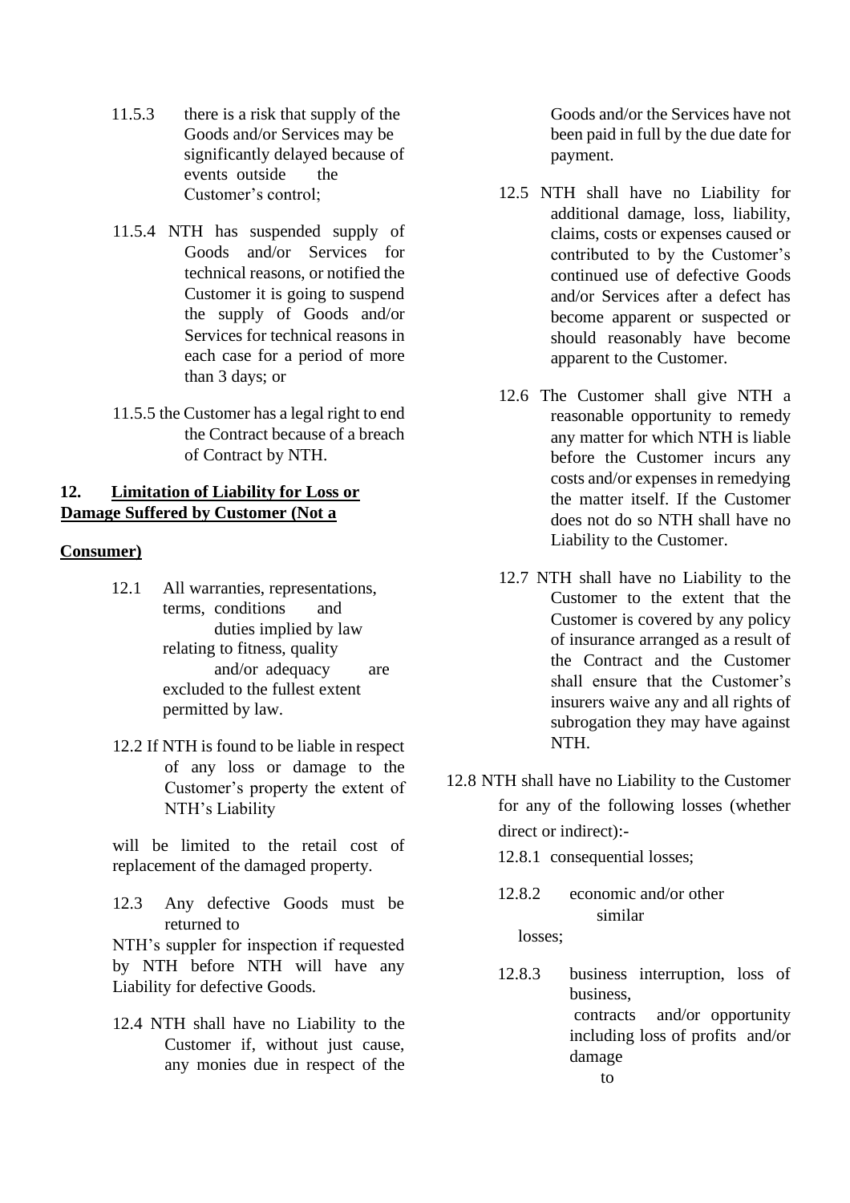11.5.3 there is a risk that supply of the Goods and/or Services may be significantly delayed because of events outside the Customer's control;

11.5.4 NTH has suspended supply of Goods and/or Services for technical reasons, or notified the Customer it is going to suspend the supply of Goods and/or Services for technical reasons in each case for a period of more than 3 days; or

11.5.5 the Customer has a legal right to end the Contract because of a breach of Contract by NTH.

## 12. Limitation of Liability for Loss or Damage Suffered by Customer (Not a Consumer)

12.1 All warranties, representations, terms, conditions and duties implied by law relating to fitness, quality and/or adequacy are excluded to the fullest extent permitted by law.

12.2 If NTH is found to be liable in respect of any loss or damage to the Customer's property the extent of NTH's Liability will be limited to the retail cost of replacement of the damaged property.

12.3 Any defective Goods must be returned to NTH's suppler for inspection if requested by NTH before NTH will have any Liability for defective Goods.

12.4 NTH shall have no Liability to the Customer if, without just cause, any monies due in respect of the Goods and/or the Services have not been paid in full by the due date for payment.

12.5 NTH shall have no Liability for additional damage, loss, liability, claims, costs or expenses caused or contributed to by the Customer's continued use of defective Goods and/or Services after a defect has become apparent or suspected or should reasonably have become apparent to the Customer.

12.6 The Customer shall give NTH a reasonable opportunity to remedy any matter for which NTH is liable before the Customer incurs any costs and/or expenses in remedying the matter itself. If the Customer does not do so NTH shall have no Liability to the Customer.

12.7 NTH shall have no Liability to the Customer to the extent that the Customer is covered by any policy of insurance arranged as a result of the Contract and the Customer shall ensure that the Customer's insurers waive any and all rights of subrogation they may have against NTH.

12.8 NTH shall have no Liability to the Customer for any of the following losses (whether direct or indirect):-

12.8.1 consequential losses;

12.8.2 economic and/or other similar losses;

12.8.3 business interruption, loss of business, contracts and/or opportunity including loss of profits and/or damage to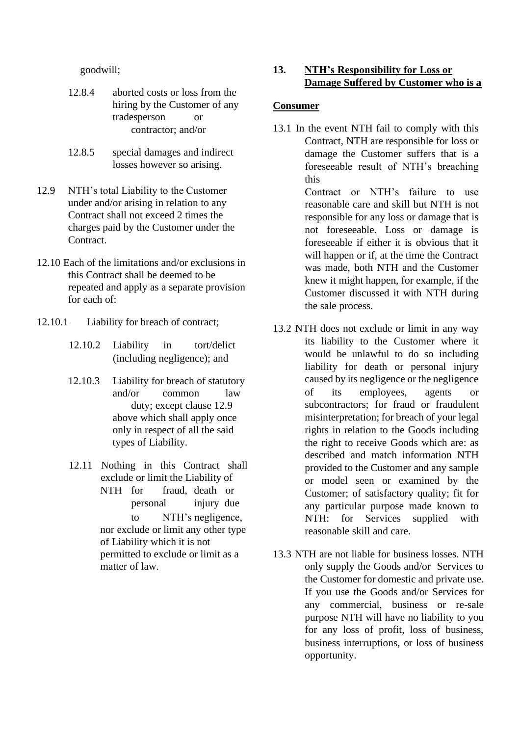goodwill;

12.8.4 aborted costs or loss from the hiring by the Customer of any tradesperson or contractor; and/or

12.8.5 special damages and indirect losses however so arising.

12.9 NTH's total Liability to the Customer under and/or arising in relation to any Contract shall not exceed 2 times the charges paid by the Customer under the Contract.

12.10 Each of the limitations and/or exclusions in this Contract shall be deemed to be repeated and apply as a separate provision for each of:

12.10.1 Liability for breach of contract;

12.10.2 Liability in tort/delict (including negligence); and

12.10.3 Liability for breach of statutory and/or common law duty; except clause 12.9 above which shall apply once only in respect of all the said types of Liability.

12.11 Nothing in this Contract shall exclude or limit the Liability of NTH for fraud, death or personal injury due to NTH's negligence, nor exclude or limit any other type of Liability which it is not permitted to exclude or limit as a matter of law.

## 13. NTH's Responsibility for Loss or Damage Suffered by Customer who is a Consumer

13.1 In the event NTH fail to comply with this Contract, NTH are responsible for loss or damage the Customer suffers that is a foreseeable result of NTH's breaching this Contract or NTH's failure to use reasonable care and skill but NTH is not responsible for any loss or damage that is not foreseeable. Loss or damage is foreseeable if either it is obvious that it will happen or if, at the time the Contract was made, both NTH and the Customer knew it might happen, for example, if the Customer discussed it with NTH during the sale process.

13.2 NTH does not exclude or limit in any way its liability to the Customer where it would be unlawful to do so including liability for death or personal injury caused by its negligence or the negligence of its employees, agents or subcontractors; for fraud or fraudulent misinterpretation; for breach of your legal rights in relation to the Goods including the right to receive Goods which are: as described and match information NTH provided to the Customer and any sample or model seen or examined by the Customer; of satisfactory quality; fit for any particular purpose made known to NTH: for Services supplied with reasonable skill and care.

13.3 NTH are not liable for business losses. NTH only supply the Goods and/or Services to the Customer for domestic and private use. If you use the Goods and/or Services for any commercial, business or re-sale purpose NTH will have no liability to you for any loss of profit, loss of business, business interruptions, or loss of business opportunity.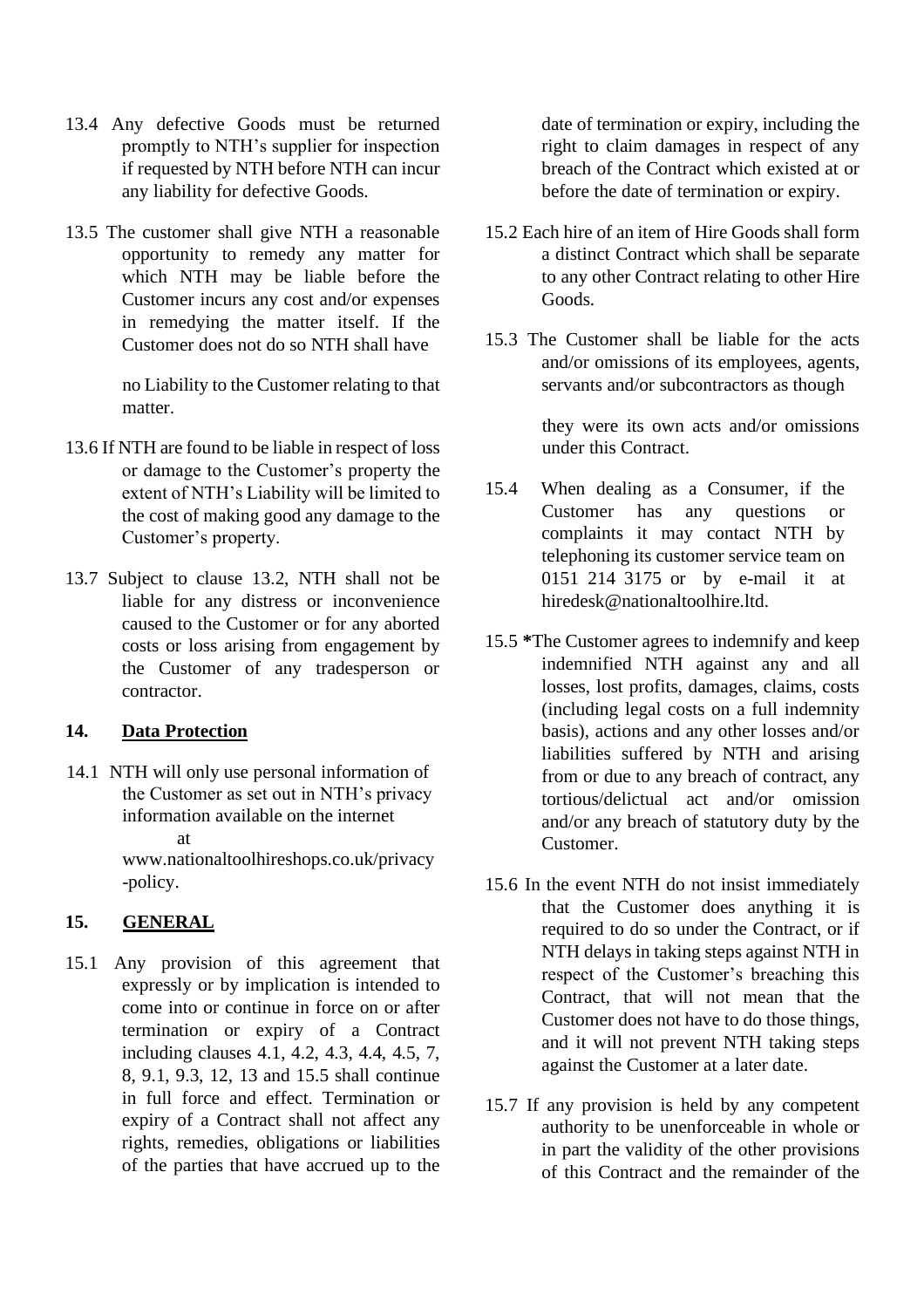13.4 Any defective Goods must be returned promptly to NTH's supplier for inspection if requested by NTH before NTH can incur any liability for defective Goods.

13.5 The customer shall give NTH a reasonable opportunity to remedy any matter for which NTH may be liable before the Customer incurs any cost and/or expenses in remedying the matter itself. If the Customer does not do so NTH shall have no Liability to the Customer relating to that matter.

13.6 If NTH are found to be liable in respect of loss or damage to the Customer's property the extent of NTH's Liability will be limited to the cost of making good any damage to the Customer's property.

13.7 Subject to clause 13.2, NTH shall not be liable for any distress or inconvenience caused to the Customer or for any aborted costs or loss arising from engagement by the Customer of any tradesperson or contractor.

## 14. Data Protection

14.1 NTH will only use personal information of the Customer as set out in NTH's privacy information available on the internet at www.nationaltoolhireshops.co.uk/privacy-policy.

## 15. GENERAL

15.1 Any provision of this agreement that expressly or by implication is intended to come into or continue in force on or after termination or expiry of a Contract including clauses 4.1, 4.2, 4.3, 4.4, 4.5, 7, 8, 9.1, 9.3, 12, 13 and 15.5 shall continue in full force and effect. Termination or expiry of a Contract shall not affect any rights, remedies, obligations or liabilities of the parties that have accrued up to the date of termination or expiry, including the right to claim damages in respect of any breach of the Contract which existed at or before the date of termination or expiry.

15.2 Each hire of an item of Hire Goods shall form a distinct Contract which shall be separate to any other Contract relating to other Hire Goods.

15.3 The Customer shall be liable for the acts and/or omissions of its employees, agents, servants and/or subcontractors as though they were its own acts and/or omissions under this Contract.

15.4 When dealing as a Consumer, if the Customer has any questions or complaints it may contact NTH by telephoning its customer service team on 0151 214 3175 or by e-mail it at hiredesk@nationaltoolhire.ltd.

15.5 **\***The Customer agrees to indemnify and keep indemnified NTH against any and all losses, lost profits, damages, claims, costs (including legal costs on a full indemnity basis), actions and any other losses and/or liabilities suffered by NTH and arising from or due to any breach of contract, any tortious/delictual act and/or omission and/or any breach of statutory duty by the Customer.

15.6 In the event NTH do not insist immediately that the Customer does anything it is required to do so under the Contract, or if NTH delays in taking steps against NTH in respect of the Customer's breaching this Contract, that will not mean that the Customer does not have to do those things, and it will not prevent NTH taking steps against the Customer at a later date.

15.7 If any provision is held by any competent authority to be unenforceable in whole or in part the validity of the other provisions of this Contract and the remainder of the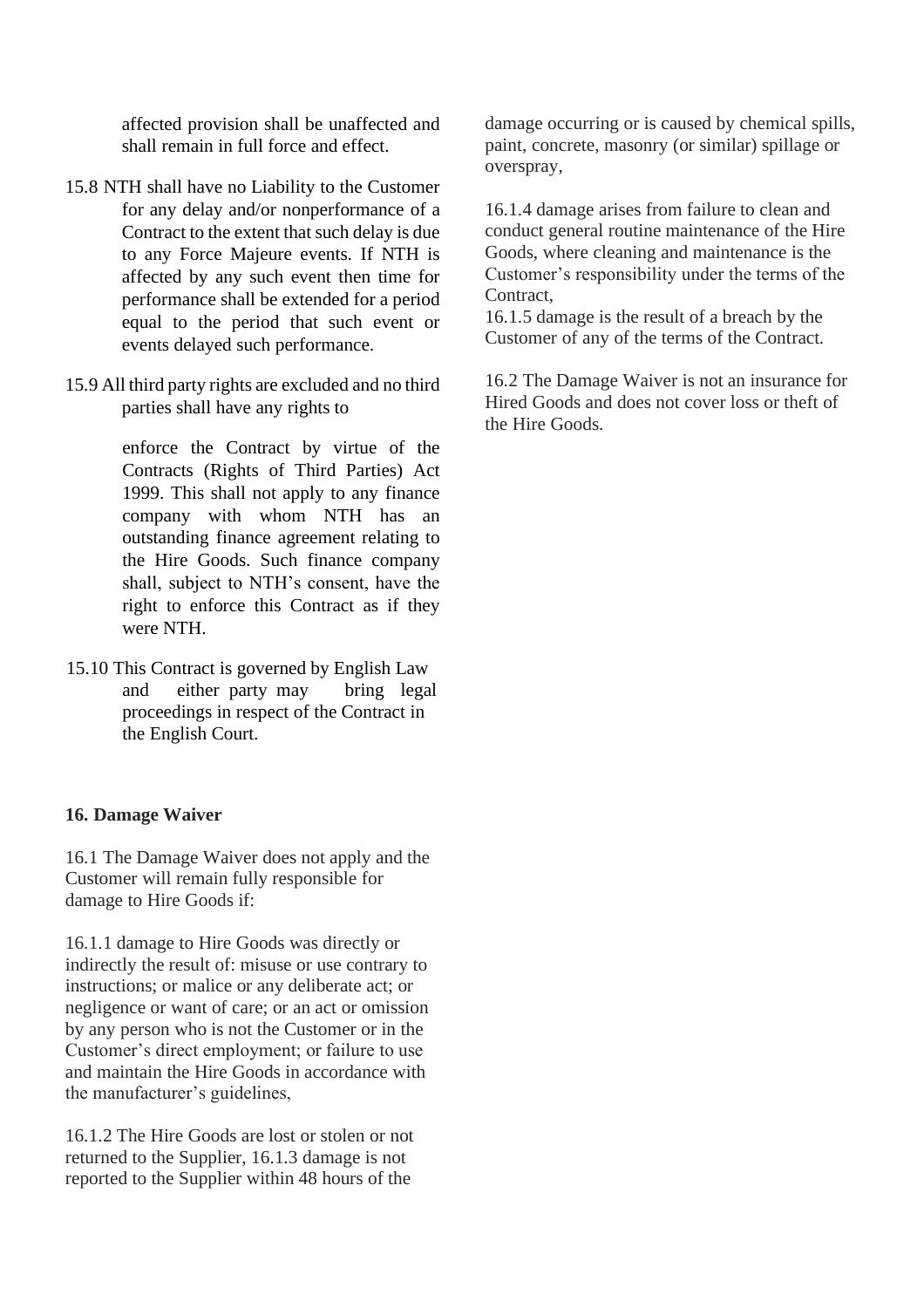affected provision shall be unaffected and shall remain in full force and effect.

15.8 NTH shall have no Liability to the Customer for any delay and/or nonperformance of a Contract to the extent that such delay is due to any Force Majeure events. If NTH is affected by any such event then time for performance shall be extended for a period equal to the period that such event or events delayed such performance.

15.9 All third party rights are excluded and no third parties shall have any rights to

enforce the Contract by virtue of the Contracts (Rights of Third Parties) Act 1999. This shall not apply to any finance company with whom NTH has an outstanding finance agreement relating to the Hire Goods. Such finance company shall, subject to NTH's consent, have the right to enforce this Contract as if they were NTH.

15.10 This Contract is governed by English Law and either party may bring legal proceedings in respect of the Contract in the English Court.

**16. Damage Waiver**

16.1 The Damage Waiver does not apply and the Customer will remain fully responsible for damage to Hire Goods if:

16.1.1 damage to Hire Goods was directly or indirectly the result of: misuse or use contrary to instructions; or malice or any deliberate act; or negligence or want of care; or an act or omission by any person who is not the Customer or in the Customer's direct employment; or failure to use and maintain the Hire Goods in accordance with the manufacturer's guidelines,

16.1.2 The Hire Goods are lost or stolen or not returned to the Supplier, 16.1.3 damage is not reported to the Supplier within 48 hours of the damage occurring or is caused by chemical spills, paint, concrete, masonry (or similar) spillage or overspray,

16.1.4 damage arises from failure to clean and conduct general routine maintenance of the Hire Goods, where cleaning and maintenance is the Customer's responsibility under the terms of the Contract,
16.1.5 damage is the result of a breach by the Customer of any of the terms of the Contract.

16.2 The Damage Waiver is not an insurance for Hired Goods and does not cover loss or theft of the Hire Goods.